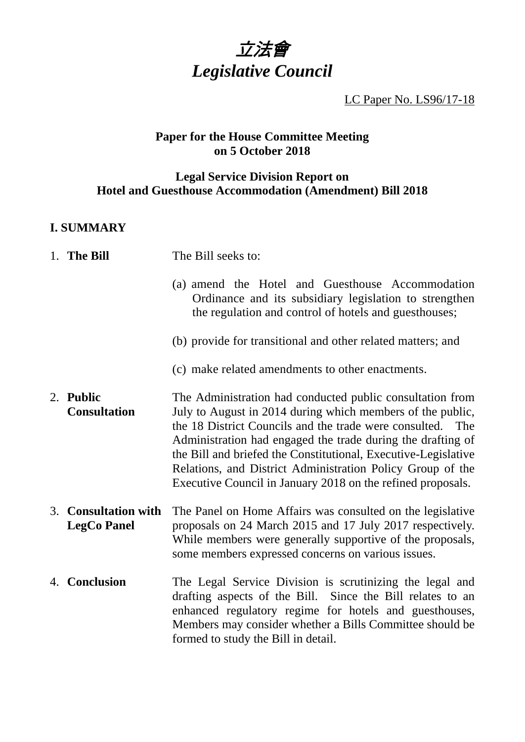# *立法會*
# *Legislative Council*

LC Paper No. LS96/17-18

**Paper for the House Committee Meeting on 5 October 2018**

**Legal Service Division Report on Hotel and Guesthouse Accommodation (Amendment) Bill 2018**

## I. SUMMARY

| | |
|---|---|
| 1. **The Bill** | The Bill seeks to:<br><br>(a) amend the Hotel and Guesthouse Accommodation Ordinance and its subsidiary legislation to strengthen the regulation and control of hotels and guesthouses;<br><br>(b) provide for transitional and other related matters; and<br><br>(c) make related amendments to other enactments. |
| 2. **Public Consultation** | The Administration had conducted public consultation from July to August in 2014 during which members of the public, the 18 District Councils and the trade were consulted. The Administration had engaged the trade during the drafting of the Bill and briefed the Constitutional, Executive-Legislative Relations, and District Administration Policy Group of the Executive Council in January 2018 on the refined proposals. |
| 3. **Consultation with LegCo Panel** | The Panel on Home Affairs was consulted on the legislative proposals on 24 March 2015 and 17 July 2017 respectively. While members were generally supportive of the proposals, some members expressed concerns on various issues. |
| 4. **Conclusion** | The Legal Service Division is scrutinizing the legal and drafting aspects of the Bill. Since the Bill relates to an enhanced regulatory regime for hotels and guesthouses, Members may consider whether a Bills Committee should be formed to study the Bill in detail. |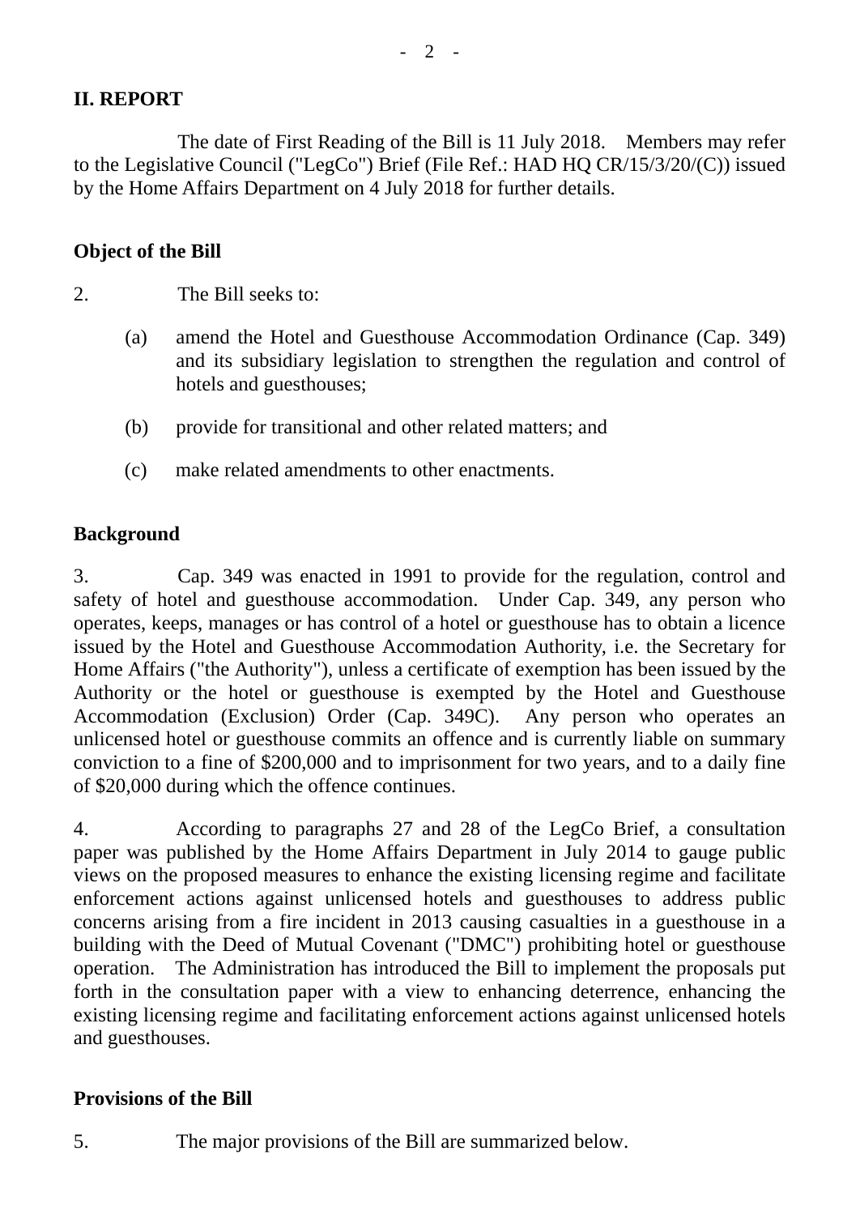## II. REPORT

The date of First Reading of the Bill is 11 July 2018. Members may refer to the Legislative Council ("LegCo") Brief (File Ref.: HAD HQ CR/15/3/20/(C)) issued by the Home Affairs Department on 4 July 2018 for further details.

### Object of the Bill

2. The Bill seeks to:

(a) amend the Hotel and Guesthouse Accommodation Ordinance (Cap. 349) and its subsidiary legislation to strengthen the regulation and control of hotels and guesthouses;

(b) provide for transitional and other related matters; and

(c) make related amendments to other enactments.

### Background

3. Cap. 349 was enacted in 1991 to provide for the regulation, control and safety of hotel and guesthouse accommodation. Under Cap. 349, any person who operates, keeps, manages or has control of a hotel or guesthouse has to obtain a licence issued by the Hotel and Guesthouse Accommodation Authority, i.e. the Secretary for Home Affairs ("the Authority"), unless a certificate of exemption has been issued by the Authority or the hotel or guesthouse is exempted by the Hotel and Guesthouse Accommodation (Exclusion) Order (Cap. 349C). Any person who operates an unlicensed hotel or guesthouse commits an offence and is currently liable on summary conviction to a fine of $200,000 and to imprisonment for two years, and to a daily fine of $20,000 during which the offence continues.

4. According to paragraphs 27 and 28 of the LegCo Brief, a consultation paper was published by the Home Affairs Department in July 2014 to gauge public views on the proposed measures to enhance the existing licensing regime and facilitate enforcement actions against unlicensed hotels and guesthouses to address public concerns arising from a fire incident in 2013 causing casualties in a guesthouse in a building with the Deed of Mutual Covenant ("DMC") prohibiting hotel or guesthouse operation. The Administration has introduced the Bill to implement the proposals put forth in the consultation paper with a view to enhancing deterrence, enhancing the existing licensing regime and facilitating enforcement actions against unlicensed hotels and guesthouses.

### Provisions of the Bill

5. The major provisions of the Bill are summarized below.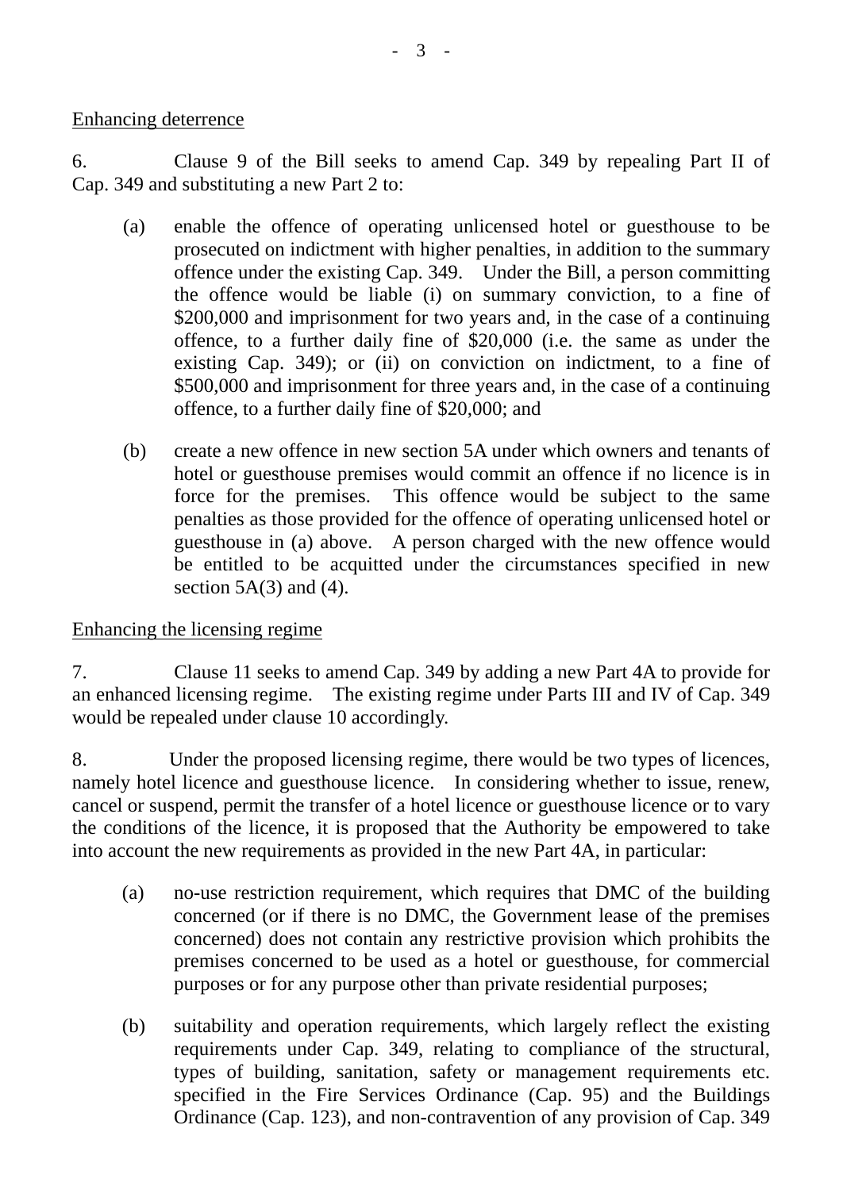Enhancing deterrence

6. Clause 9 of the Bill seeks to amend Cap. 349 by repealing Part II of Cap. 349 and substituting a new Part 2 to:

(a) enable the offence of operating unlicensed hotel or guesthouse to be prosecuted on indictment with higher penalties, in addition to the summary offence under the existing Cap. 349. Under the Bill, a person committing the offence would be liable (i) on summary conviction, to a fine of \$200,000 and imprisonment for two years and, in the case of a continuing offence, to a further daily fine of \$20,000 (i.e. the same as under the existing Cap. 349); or (ii) on conviction on indictment, to a fine of \$500,000 and imprisonment for three years and, in the case of a continuing offence, to a further daily fine of \$20,000; and

(b) create a new offence in new section 5A under which owners and tenants of hotel or guesthouse premises would commit an offence if no licence is in force for the premises. This offence would be subject to the same penalties as those provided for the offence of operating unlicensed hotel or guesthouse in (a) above. A person charged with the new offence would be entitled to be acquitted under the circumstances specified in new section 5A(3) and (4).

Enhancing the licensing regime

7. Clause 11 seeks to amend Cap. 349 by adding a new Part 4A to provide for an enhanced licensing regime. The existing regime under Parts III and IV of Cap. 349 would be repealed under clause 10 accordingly.

8. Under the proposed licensing regime, there would be two types of licences, namely hotel licence and guesthouse licence. In considering whether to issue, renew, cancel or suspend, permit the transfer of a hotel licence or guesthouse licence or to vary the conditions of the licence, it is proposed that the Authority be empowered to take into account the new requirements as provided in the new Part 4A, in particular:

(a) no-use restriction requirement, which requires that DMC of the building concerned (or if there is no DMC, the Government lease of the premises concerned) does not contain any restrictive provision which prohibits the premises concerned to be used as a hotel or guesthouse, for commercial purposes or for any purpose other than private residential purposes;

(b) suitability and operation requirements, which largely reflect the existing requirements under Cap. 349, relating to compliance of the structural, types of building, sanitation, safety or management requirements etc. specified in the Fire Services Ordinance (Cap. 95) and the Buildings Ordinance (Cap. 123), and non-contravention of any provision of Cap. 349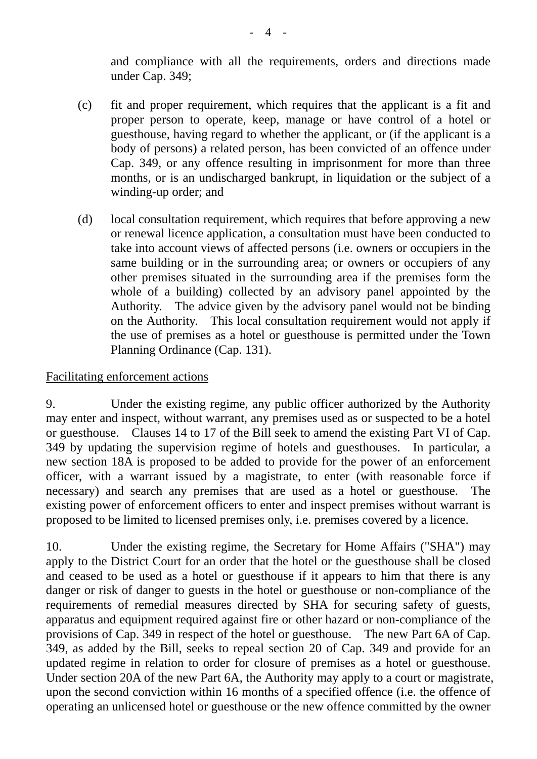and compliance with all the requirements, orders and directions made under Cap. 349;

(c) fit and proper requirement, which requires that the applicant is a fit and proper person to operate, keep, manage or have control of a hotel or guesthouse, having regard to whether the applicant, or (if the applicant is a body of persons) a related person, has been convicted of an offence under Cap. 349, or any offence resulting in imprisonment for more than three months, or is an undischarged bankrupt, in liquidation or the subject of a winding-up order; and

(d) local consultation requirement, which requires that before approving a new or renewal licence application, a consultation must have been conducted to take into account views of affected persons (i.e. owners or occupiers in the same building or in the surrounding area; or owners or occupiers of any other premises situated in the surrounding area if the premises form the whole of a building) collected by an advisory panel appointed by the Authority. The advice given by the advisory panel would not be binding on the Authority. This local consultation requirement would not apply if the use of premises as a hotel or guesthouse is permitted under the Town Planning Ordinance (Cap. 131).

<u>Facilitating enforcement actions</u>

9. Under the existing regime, any public officer authorized by the Authority may enter and inspect, without warrant, any premises used as or suspected to be a hotel or guesthouse. Clauses 14 to 17 of the Bill seek to amend the existing Part VI of Cap. 349 by updating the supervision regime of hotels and guesthouses. In particular, a new section 18A is proposed to be added to provide for the power of an enforcement officer, with a warrant issued by a magistrate, to enter (with reasonable force if necessary) and search any premises that are used as a hotel or guesthouse. The existing power of enforcement officers to enter and inspect premises without warrant is proposed to be limited to licensed premises only, i.e. premises covered by a licence.

10. Under the existing regime, the Secretary for Home Affairs ("SHA") may apply to the District Court for an order that the hotel or the guesthouse shall be closed and ceased to be used as a hotel or guesthouse if it appears to him that there is any danger or risk of danger to guests in the hotel or guesthouse or non-compliance of the requirements of remedial measures directed by SHA for securing safety of guests, apparatus and equipment required against fire or other hazard or non-compliance of the provisions of Cap. 349 in respect of the hotel or guesthouse. The new Part 6A of Cap. 349, as added by the Bill, seeks to repeal section 20 of Cap. 349 and provide for an updated regime in relation to order for closure of premises as a hotel or guesthouse. Under section 20A of the new Part 6A, the Authority may apply to a court or magistrate, upon the second conviction within 16 months of a specified offence (i.e. the offence of operating an unlicensed hotel or guesthouse or the new offence committed by the owner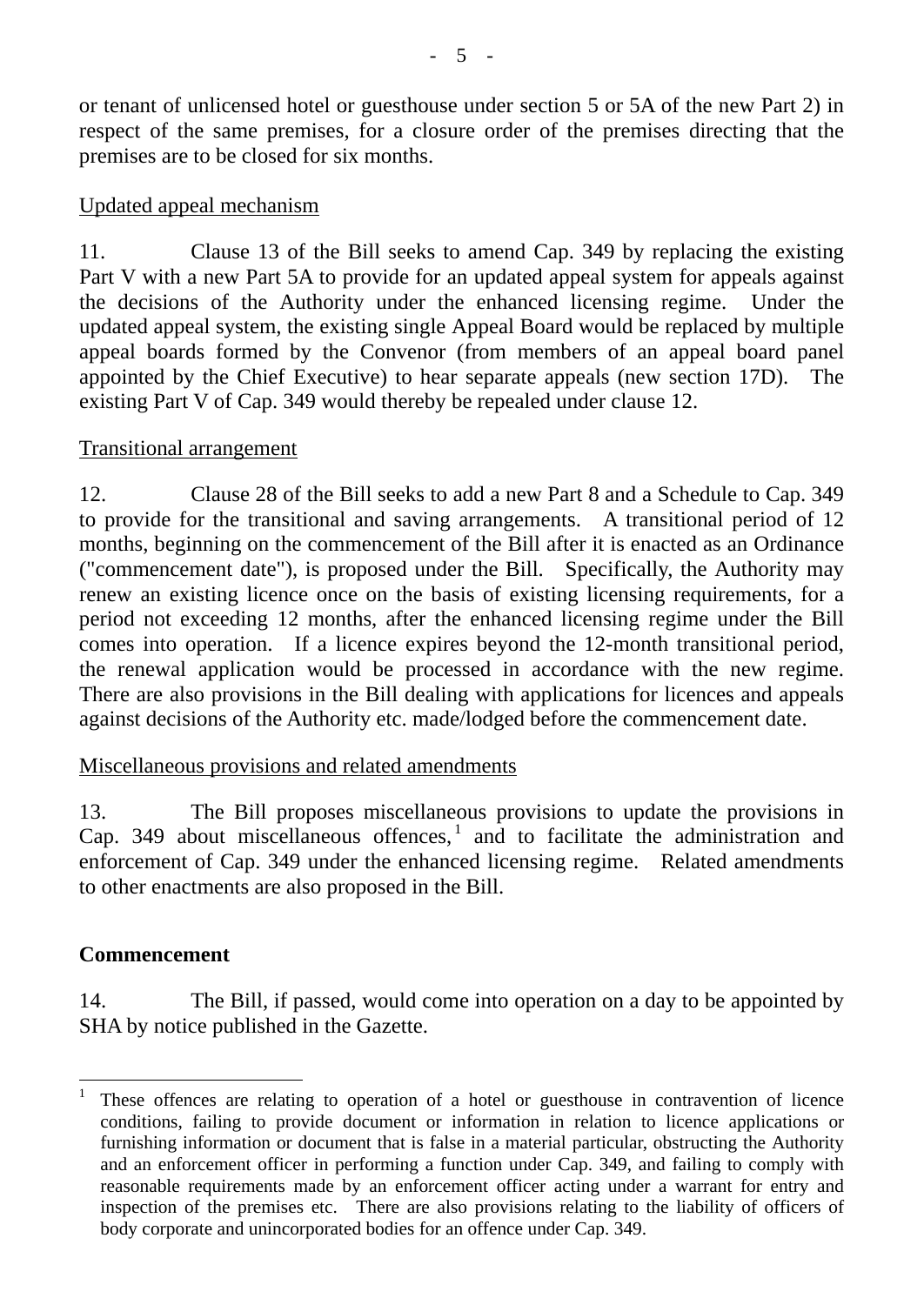or tenant of unlicensed hotel or guesthouse under section 5 or 5A of the new Part 2) in respect of the same premises, for a closure order of the premises directing that the premises are to be closed for six months.

<u>Updated appeal mechanism</u>

11. Clause 13 of the Bill seeks to amend Cap. 349 by replacing the existing Part V with a new Part 5A to provide for an updated appeal system for appeals against the decisions of the Authority under the enhanced licensing regime. Under the updated appeal system, the existing single Appeal Board would be replaced by multiple appeal boards formed by the Convenor (from members of an appeal board panel appointed by the Chief Executive) to hear separate appeals (new section 17D). The existing Part V of Cap. 349 would thereby be repealed under clause 12.

<u>Transitional arrangement</u>

12. Clause 28 of the Bill seeks to add a new Part 8 and a Schedule to Cap. 349 to provide for the transitional and saving arrangements. A transitional period of 12 months, beginning on the commencement of the Bill after it is enacted as an Ordinance ("commencement date"), is proposed under the Bill. Specifically, the Authority may renew an existing licence once on the basis of existing licensing requirements, for a period not exceeding 12 months, after the enhanced licensing regime under the Bill comes into operation. If a licence expires beyond the 12-month transitional period, the renewal application would be processed in accordance with the new regime. There are also provisions in the Bill dealing with applications for licences and appeals against decisions of the Authority etc. made/lodged before the commencement date.

<u>Miscellaneous provisions and related amendments</u>

13. The Bill proposes miscellaneous provisions to update the provisions in Cap. 349 about miscellaneous offences,[1] and to facilitate the administration and enforcement of Cap. 349 under the enhanced licensing regime. Related amendments to other enactments are also proposed in the Bill.

## Commencement

14. The Bill, if passed, would come into operation on a day to be appointed by SHA by notice published in the Gazette.

---

[1] These offences are relating to operation of a hotel or guesthouse in contravention of licence conditions, failing to provide document or information in relation to licence applications or furnishing information or document that is false in a material particular, obstructing the Authority and an enforcement officer in performing a function under Cap. 349, and failing to comply with reasonable requirements made by an enforcement officer acting under a warrant for entry and inspection of the premises etc. There are also provisions relating to the liability of officers of body corporate and unincorporated bodies for an offence under Cap. 349.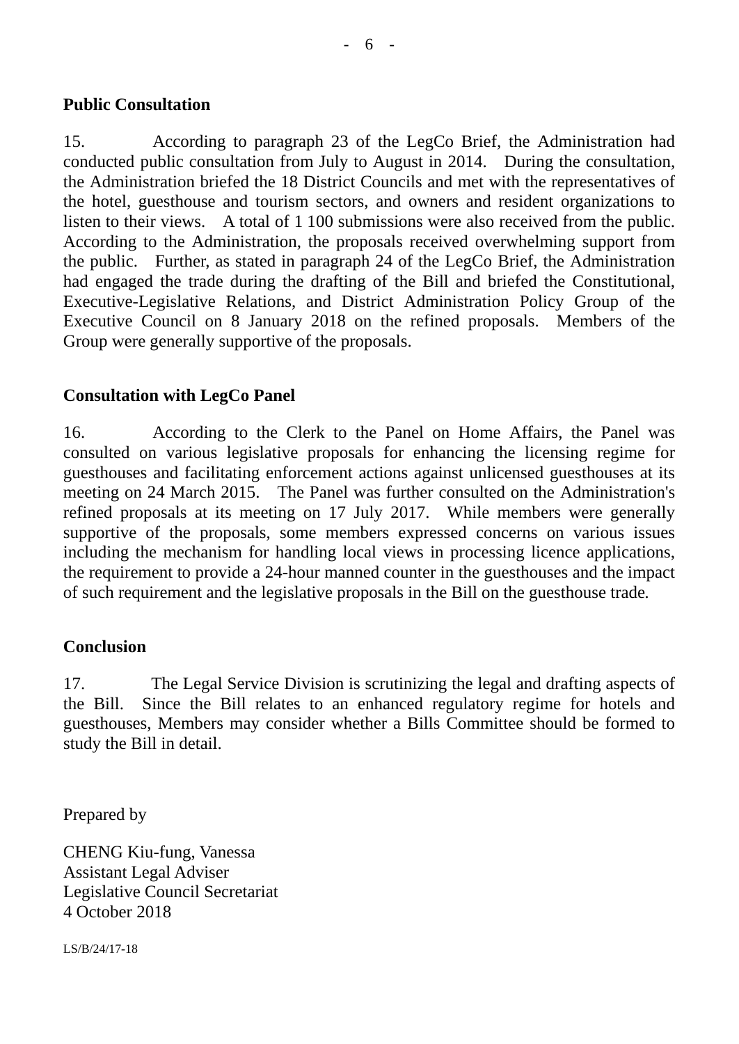**Public Consultation**

15. According to paragraph 23 of the LegCo Brief, the Administration had conducted public consultation from July to August in 2014. During the consultation, the Administration briefed the 18 District Councils and met with the representatives of the hotel, guesthouse and tourism sectors, and owners and resident organizations to listen to their views. A total of 1 100 submissions were also received from the public. According to the Administration, the proposals received overwhelming support from the public. Further, as stated in paragraph 24 of the LegCo Brief, the Administration had engaged the trade during the drafting of the Bill and briefed the Constitutional, Executive-Legislative Relations, and District Administration Policy Group of the Executive Council on 8 January 2018 on the refined proposals. Members of the Group were generally supportive of the proposals.

**Consultation with LegCo Panel**

16. According to the Clerk to the Panel on Home Affairs, the Panel was consulted on various legislative proposals for enhancing the licensing regime for guesthouses and facilitating enforcement actions against unlicensed guesthouses at its meeting on 24 March 2015. The Panel was further consulted on the Administration's refined proposals at its meeting on 17 July 2017. While members were generally supportive of the proposals, some members expressed concerns on various issues including the mechanism for handling local views in processing licence applications, the requirement to provide a 24-hour manned counter in the guesthouses and the impact of such requirement and the legislative proposals in the Bill on the guesthouse trade.

**Conclusion**

17. The Legal Service Division is scrutinizing the legal and drafting aspects of the Bill. Since the Bill relates to an enhanced regulatory regime for hotels and guesthouses, Members may consider whether a Bills Committee should be formed to study the Bill in detail.

Prepared by

CHENG Kiu-fung, Vanessa
Assistant Legal Adviser
Legislative Council Secretariat
4 October 2018

LS/B/24/17-18